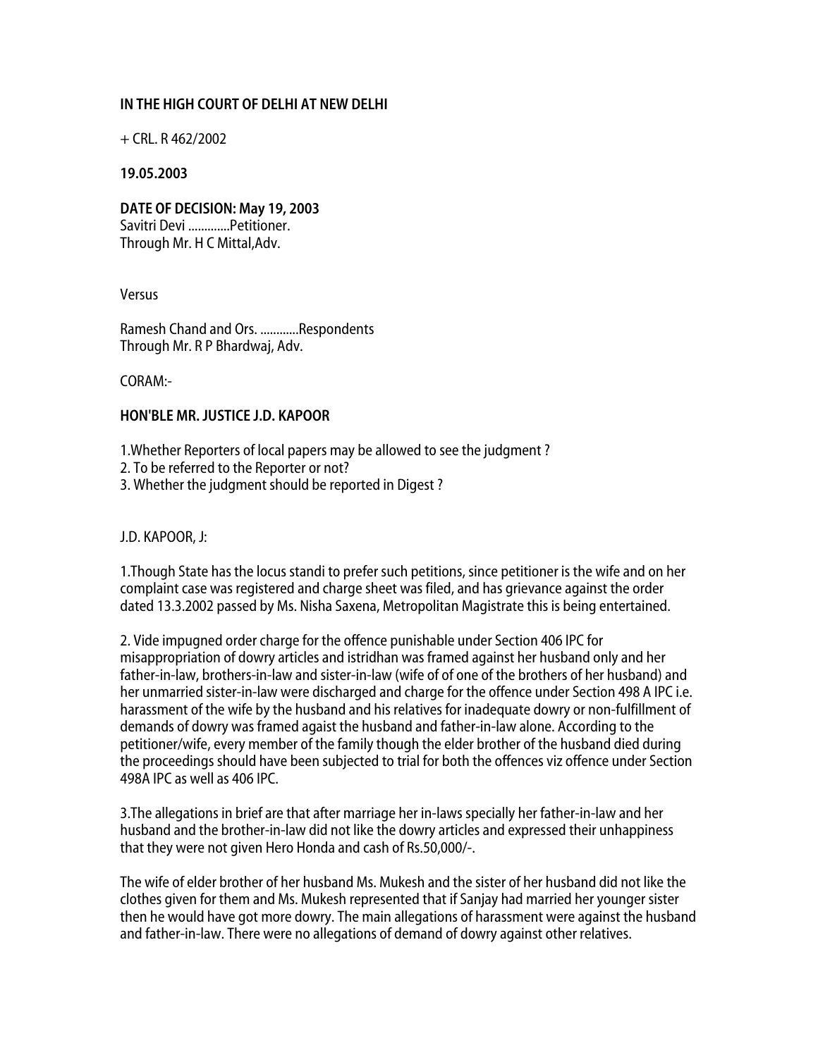**IN THE HIGH COURT OF DELHI AT NEW DELHI**

+ CRL. R 462/2002

**19.05.2003**

**DATE OF DECISION: May 19, 2003**
Savitri Devi .............Petitioner.
Through Mr. H C Mittal,Adv.

Versus

Ramesh Chand and Ors. ............Respondents
Through Mr. R P Bhardwaj, Adv.

CORAM:-

**HON'BLE MR. JUSTICE J.D. KAPOOR**

1.Whether Reporters of local papers may be allowed to see the judgment ?
2. To be referred to the Reporter or not?
3. Whether the judgment should be reported in Digest ?

J.D. KAPOOR, J:

1.Though State has the locus standi to prefer such petitions, since petitioner is the wife and on her complaint case was registered and charge sheet was filed, and has grievance against the order dated 13.3.2002 passed by Ms. Nisha Saxena, Metropolitan Magistrate this is being entertained.

2. Vide impugned order charge for the offence punishable under Section 406 IPC for misappropriation of dowry articles and istridhan was framed against her husband only and her father-in-law, brothers-in-law and sister-in-law (wife of of one of the brothers of her husband) and her unmarried sister-in-law were discharged and charge for the offence under Section 498 A IPC i.e. harassment of the wife by the husband and his relatives for inadequate dowry or non-fulfillment of demands of dowry was framed agaist the husband and father-in-law alone. According to the petitioner/wife, every member of the family though the elder brother of the husband died during the proceedings should have been subjected to trial for both the offences viz offence under Section 498A IPC as well as 406 IPC.

3.The allegations in brief are that after marriage her in-laws specially her father-in-law and her husband and the brother-in-law did not like the dowry articles and expressed their unhappiness that they were not given Hero Honda and cash of Rs.50,000/-.

The wife of elder brother of her husband Ms. Mukesh and the sister of her husband did not like the clothes given for them and Ms. Mukesh represented that if Sanjay had married her younger sister then he would have got more dowry. The main allegations of harassment were against the husband and father-in-law. There were no allegations of demand of dowry against other relatives.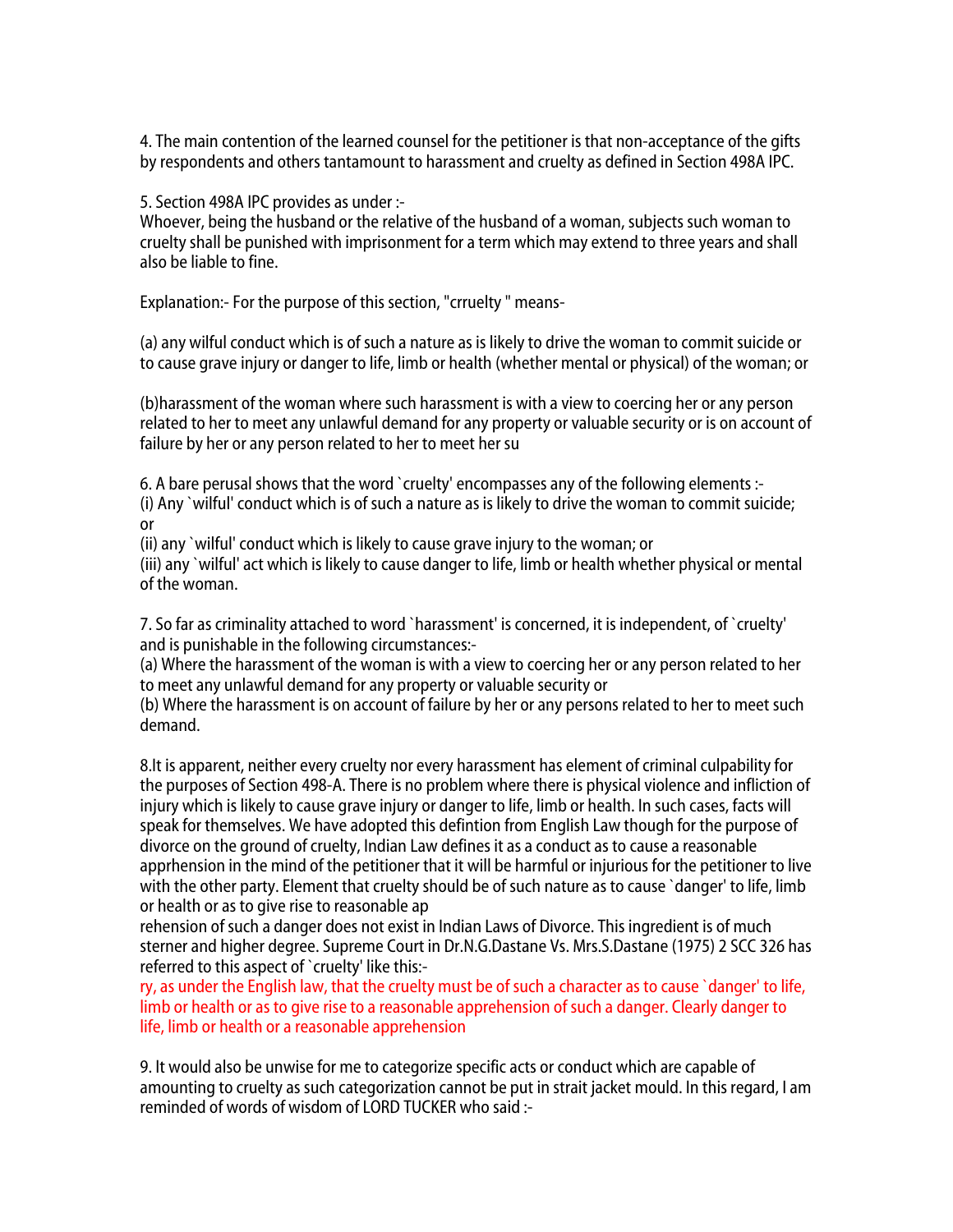4. The main contention of the learned counsel for the petitioner is that non-acceptance of the gifts by respondents and others tantamount to harassment and cruelty as defined in Section 498A IPC.

5. Section 498A IPC provides as under :-
Whoever, being the husband or the relative of the husband of a woman, subjects such woman to cruelty shall be punished with imprisonment for a term which may extend to three years and shall also be liable to fine.

Explanation:- For the purpose of this section, "crruelty " means-

(a) any wilful conduct which is of such a nature as is likely to drive the woman to commit suicide or to cause grave injury or danger to life, limb or health (whether mental or physical) of the woman; or

(b)harassment of the woman where such harassment is with a view to coercing her or any person related to her to meet any unlawful demand for any property or valuable security or is on account of failure by her or any person related to her to meet her su

6. A bare perusal shows that the word `cruelty' encompasses any of the following elements :-
(i) Any `wilful' conduct which is of such a nature as is likely to drive the woman to commit suicide; or
(ii) any `wilful' conduct which is likely to cause grave injury to the woman; or
(iii) any `wilful' act which is likely to cause danger to life, limb or health whether physical or mental of the woman.

7. So far as criminality attached to word `harassment' is concerned, it is independent, of `cruelty' and is punishable in the following circumstances:-
(a) Where the harassment of the woman is with a view to coercing her or any person related to her to meet any unlawful demand for any property or valuable security or
(b) Where the harassment is on account of failure by her or any persons related to her to meet such demand.

8.It is apparent, neither every cruelty nor every harassment has element of criminal culpability for the purposes of Section 498-A. There is no problem where there is physical violence and infliction of injury which is likely to cause grave injury or danger to life, limb or health. In such cases, facts will speak for themselves. We have adopted this defintion from English Law though for the purpose of divorce on the ground of cruelty, Indian Law defines it as a conduct as to cause a reasonable apprhension in the mind of the petitioner that it will be harmful or injurious for the petitioner to live with the other party. Element that cruelty should be of such nature as to cause `danger' to life, limb or health or as to give rise to reasonable ap
rehension of such a danger does not exist in Indian Laws of Divorce. This ingredient is of much sterner and higher degree. Supreme Court in Dr.N.G.Dastane Vs. Mrs.S.Dastane (1975) 2 SCC 326 has referred to this aspect of `cruelty' like this:-
ry, as under the English law, that the cruelty must be of such a character as to cause `danger' to life, limb or health or as to give rise to a reasonable apprehension of such a danger. Clearly danger to life, limb or health or a reasonable apprehension

9. It would also be unwise for me to categorize specific acts or conduct which are capable of amounting to cruelty as such categorization cannot be put in strait jacket mould. In this regard, I am reminded of words of wisdom of LORD TUCKER who said :-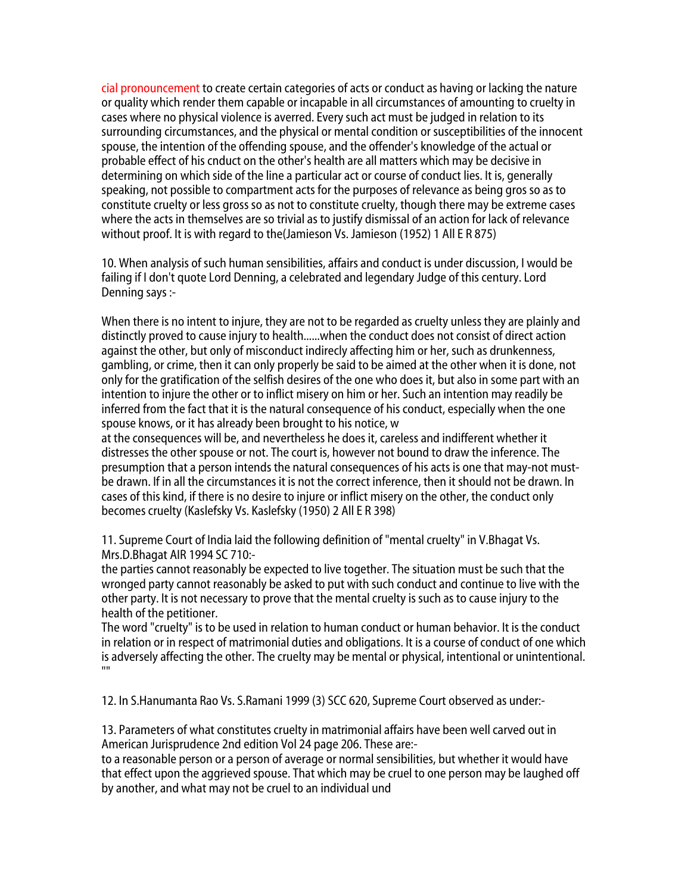cial pronouncement to create certain categories of acts or conduct as having or lacking the nature or quality which render them capable or incapable in all circumstances of amounting to cruelty in cases where no physical violence is averred. Every such act must be judged in relation to its surrounding circumstances, and the physical or mental condition or susceptibilities of the innocent spouse, the intention of the offending spouse, and the offender's knowledge of the actual or probable effect of his cnduct on the other's health are all matters which may be decisive in determining on which side of the line a particular act or course of conduct lies. It is, generally speaking, not possible to compartment acts for the purposes of relevance as being gros so as to constitute cruelty or less gross so as not to constitute cruelty, though there may be extreme cases where the acts in themselves are so trivial as to justify dismissal of an action for lack of relevance without proof. It is with regard to the(Jamieson Vs. Jamieson (1952) 1 All E R 875)

10. When analysis of such human sensibilities, affairs and conduct is under discussion, I would be failing if I don't quote Lord Denning, a celebrated and legendary Judge of this century. Lord Denning says :-

When there is no intent to injure, they are not to be regarded as cruelty unless they are plainly and distinctly proved to cause injury to health......when the conduct does not consist of direct action against the other, but only of misconduct indirecly affecting him or her, such as drunkenness, gambling, or crime, then it can only properly be said to be aimed at the other when it is done, not only for the gratification of the selfish desires of the one who does it, but also in some part with an intention to injure the other or to inflict misery on him or her. Such an intention may readily be inferred from the fact that it is the natural consequence of his conduct, especially when the one spouse knows, or it has already been brought to his notice, w
at the consequences will be, and nevertheless he does it, careless and indifferent whether it distresses the other spouse or not. The court is, however not bound to draw the inference. The presumption that a person intends the natural consequences of his acts is one that may-not must-be drawn. If in all the circumstances it is not the correct inference, then it should not be drawn. In cases of this kind, if there is no desire to injure or inflict misery on the other, the conduct only becomes cruelty (Kaslefsky Vs. Kaslefsky (1950) 2 All E R 398)

11. Supreme Court of India laid the following definition of "mental cruelty" in V.Bhagat Vs. Mrs.D.Bhagat AIR 1994 SC 710:-
the parties cannot reasonably be expected to live together. The situation must be such that the wronged party cannot reasonably be asked to put with such conduct and continue to live with the other party. It is not necessary to prove that the mental cruelty is such as to cause injury to the health of the petitioner.
The word "cruelty" is to be used in relation to human conduct or human behavior. It is the conduct in relation or in respect of matrimonial duties and obligations. It is a course of conduct of one which is adversely affecting the other. The cruelty may be mental or physical, intentional or unintentional.
""

12. In S.Hanumanta Rao Vs. S.Ramani 1999 (3) SCC 620, Supreme Court observed as under:-

13. Parameters of what constitutes cruelty in matrimonial affairs have been well carved out in American Jurisprudence 2nd edition Vol 24 page 206. These are:-
to a reasonable person or a person of average or normal sensibilities, but whether it would have that effect upon the aggrieved spouse. That which may be cruel to one person may be laughed off by another, and what may not be cruel to an individual und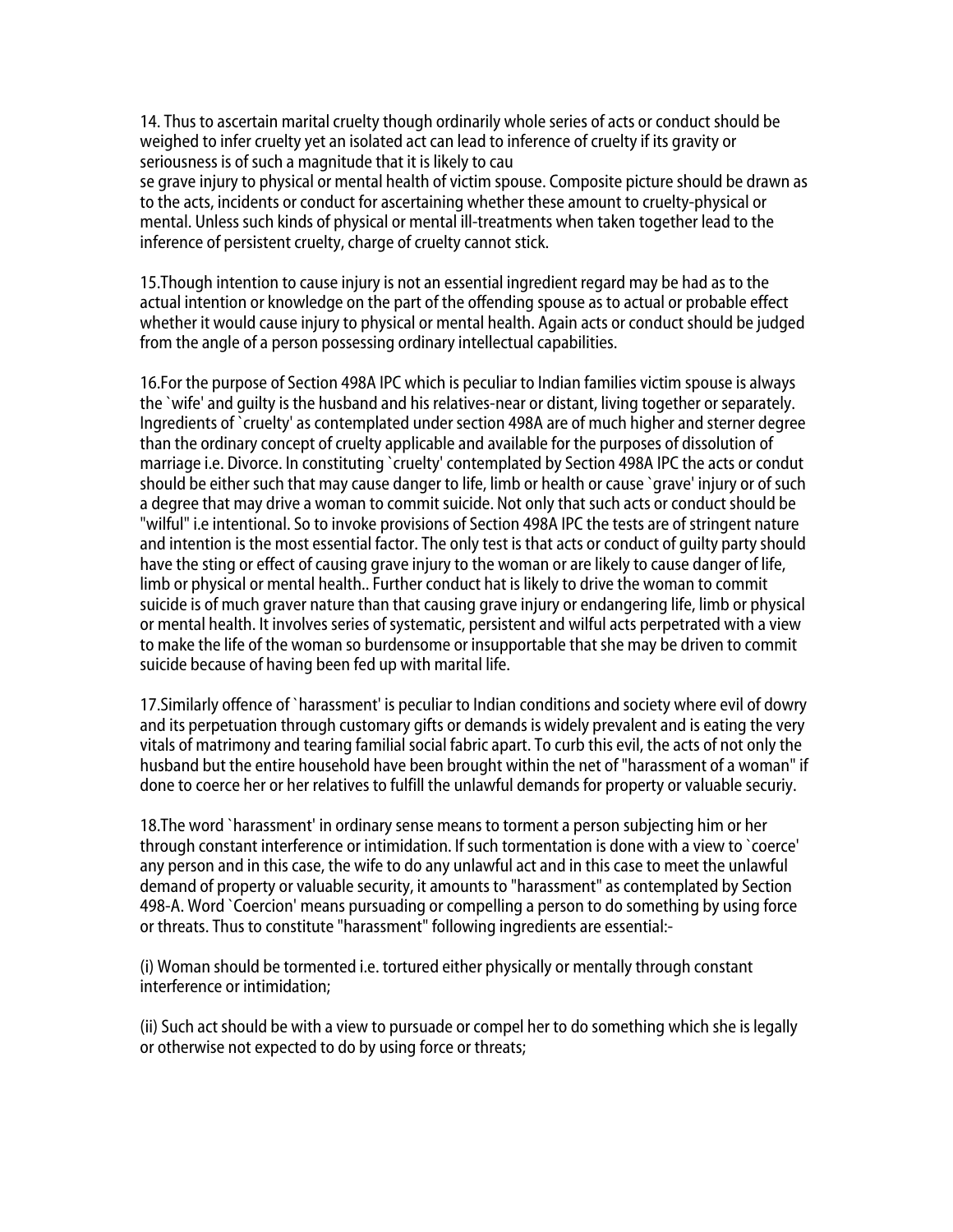14. Thus to ascertain marital cruelty though ordinarily whole series of acts or conduct should be weighed to infer cruelty yet an isolated act can lead to inference of cruelty if its gravity or seriousness is of such a magnitude that it is likely to cause grave injury to physical or mental health of victim spouse. Composite picture should be drawn as to the acts, incidents or conduct for ascertaining whether these amount to cruelty-physical or mental. Unless such kinds of physical or mental ill-treatments when taken together lead to the inference of persistent cruelty, charge of cruelty cannot stick.

15.Though intention to cause injury is not an essential ingredient regard may be had as to the actual intention or knowledge on the part of the offending spouse as to actual or probable effect whether it would cause injury to physical or mental health. Again acts or conduct should be judged from the angle of a person possessing ordinary intellectual capabilities.

16.For the purpose of Section 498A IPC which is peculiar to Indian families victim spouse is always the `wife' and guilty is the husband and his relatives-near or distant, living together or separately. Ingredients of `cruelty' as contemplated under section 498A are of much higher and sterner degree than the ordinary concept of cruelty applicable and available for the purposes of dissolution of marriage i.e. Divorce. In constituting `cruelty' contemplated by Section 498A IPC the acts or condut should be either such that may cause danger to life, limb or health or cause `grave' injury or of such a degree that may drive a woman to commit suicide. Not only that such acts or conduct should be "wilful" i.e intentional. So to invoke provisions of Section 498A IPC the tests are of stringent nature and intention is the most essential factor. The only test is that acts or conduct of guilty party should have the sting or effect of causing grave injury to the woman or are likely to cause danger of life, limb or physical or mental health.. Further conduct hat is likely to drive the woman to commit suicide is of much graver nature than that causing grave injury or endangering life, limb or physical or mental health. It involves series of systematic, persistent and wilful acts perpetrated with a view to make the life of the woman so burdensome or insupportable that she may be driven to commit suicide because of having been fed up with marital life.

17.Similarly offence of `harassment' is peculiar to Indian conditions and society where evil of dowry and its perpetuation through customary gifts or demands is widely prevalent and is eating the very vitals of matrimony and tearing familial social fabric apart. To curb this evil, the acts of not only the husband but the entire household have been brought within the net of "harassment of a woman" if done to coerce her or her relatives to fulfill the unlawful demands for property or valuable securiy.

18.The word `harassment' in ordinary sense means to torment a person subjecting him or her through constant interference or intimidation. If such tormentation is done with a view to `coerce' any person and in this case, the wife to do any unlawful act and in this case to meet the unlawful demand of property or valuable security, it amounts to "harassment" as contemplated by Section 498-A. Word `Coercion' means pursuading or compelling a person to do something by using force or threats. Thus to constitute "harassment" following ingredients are essential:-

(i) Woman should be tormented i.e. tortured either physically or mentally through constant interference or intimidation;

(ii) Such act should be with a view to pursuade or compel her to do something which she is legally or otherwise not expected to do by using force or threats;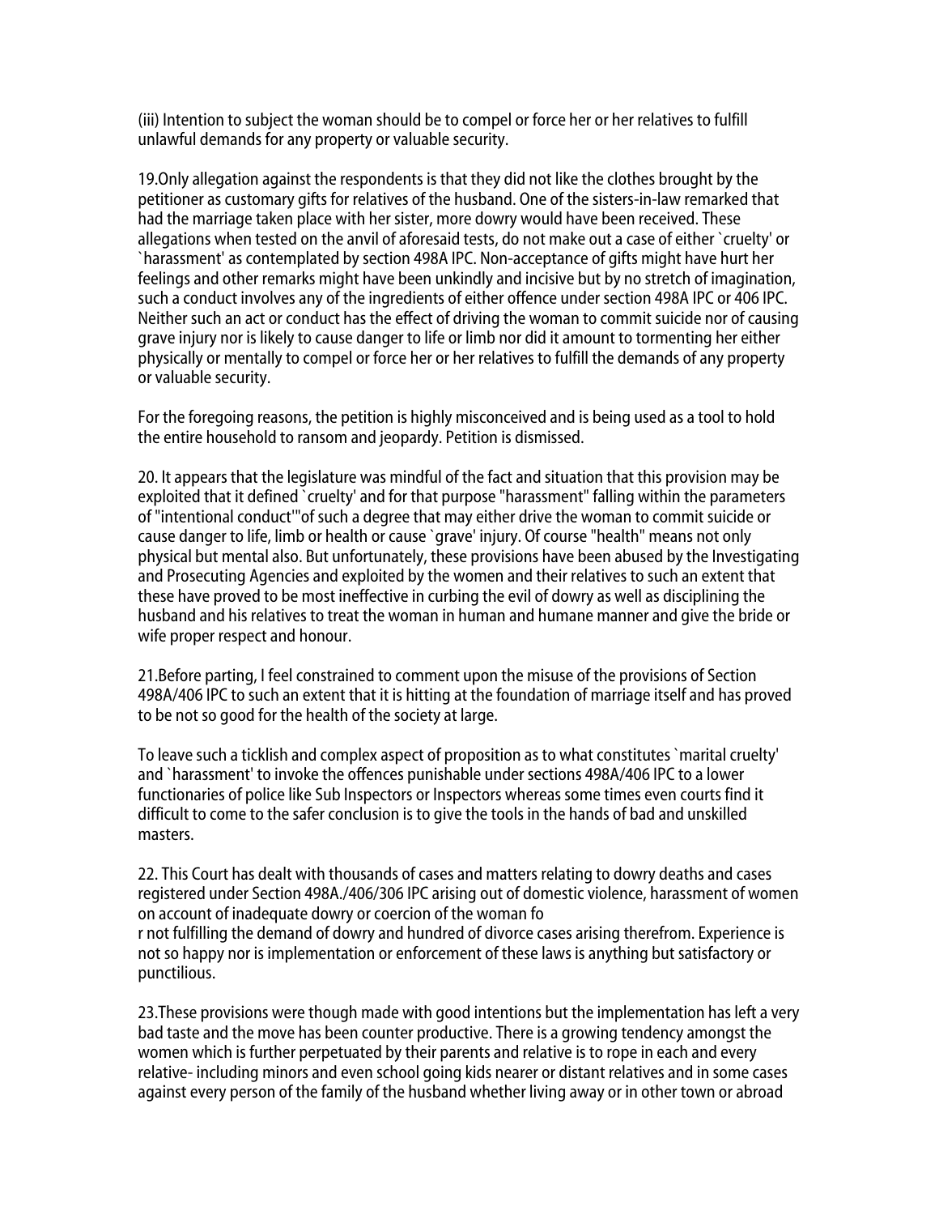(iii) Intention to subject the woman should be to compel or force her or her relatives to fulfill unlawful demands for any property or valuable security.

19.Only allegation against the respondents is that they did not like the clothes brought by the petitioner as customary gifts for relatives of the husband. One of the sisters-in-law remarked that had the marriage taken place with her sister, more dowry would have been received. These allegations when tested on the anvil of aforesaid tests, do not make out a case of either `cruelty' or `harassment' as contemplated by section 498A IPC. Non-acceptance of gifts might have hurt her feelings and other remarks might have been unkindly and incisive but by no stretch of imagination, such a conduct involves any of the ingredients of either offence under section 498A IPC or 406 IPC. Neither such an act or conduct has the effect of driving the woman to commit suicide nor of causing grave injury nor is likely to cause danger to life or limb nor did it amount to tormenting her either physically or mentally to compel or force her or her relatives to fulfill the demands of any property or valuable security.

For the foregoing reasons, the petition is highly misconceived and is being used as a tool to hold the entire household to ransom and jeopardy. Petition is dismissed.

20. It appears that the legislature was mindful of the fact and situation that this provision may be exploited that it defined `cruelty' and for that purpose "harassment" falling within the parameters of "intentional conduct'"of such a degree that may either drive the woman to commit suicide or cause danger to life, limb or health or cause `grave' injury. Of course "health" means not only physical but mental also. But unfortunately, these provisions have been abused by the Investigating and Prosecuting Agencies and exploited by the women and their relatives to such an extent that these have proved to be most ineffective in curbing the evil of dowry as well as disciplining the husband and his relatives to treat the woman in human and humane manner and give the bride or wife proper respect and honour.

21.Before parting, I feel constrained to comment upon the misuse of the provisions of Section 498A/406 IPC to such an extent that it is hitting at the foundation of marriage itself and has proved to be not so good for the health of the society at large.

To leave such a ticklish and complex aspect of proposition as to what constitutes `marital cruelty' and `harassment' to invoke the offences punishable under sections 498A/406 IPC to a lower functionaries of police like Sub Inspectors or Inspectors whereas some times even courts find it difficult to come to the safer conclusion is to give the tools in the hands of bad and unskilled masters.

22. This Court has dealt with thousands of cases and matters relating to dowry deaths and cases registered under Section 498A./406/306 IPC arising out of domestic violence, harassment of women on account of inadequate dowry or coercion of the woman fo
r not fulfilling the demand of dowry and hundred of divorce cases arising therefrom. Experience is not so happy nor is implementation or enforcement of these laws is anything but satisfactory or punctilious.

23.These provisions were though made with good intentions but the implementation has left a very bad taste and the move has been counter productive. There is a growing tendency amongst the women which is further perpetuated by their parents and relative is to rope in each and every relative- including minors and even school going kids nearer or distant relatives and in some cases against every person of the family of the husband whether living away or in other town or abroad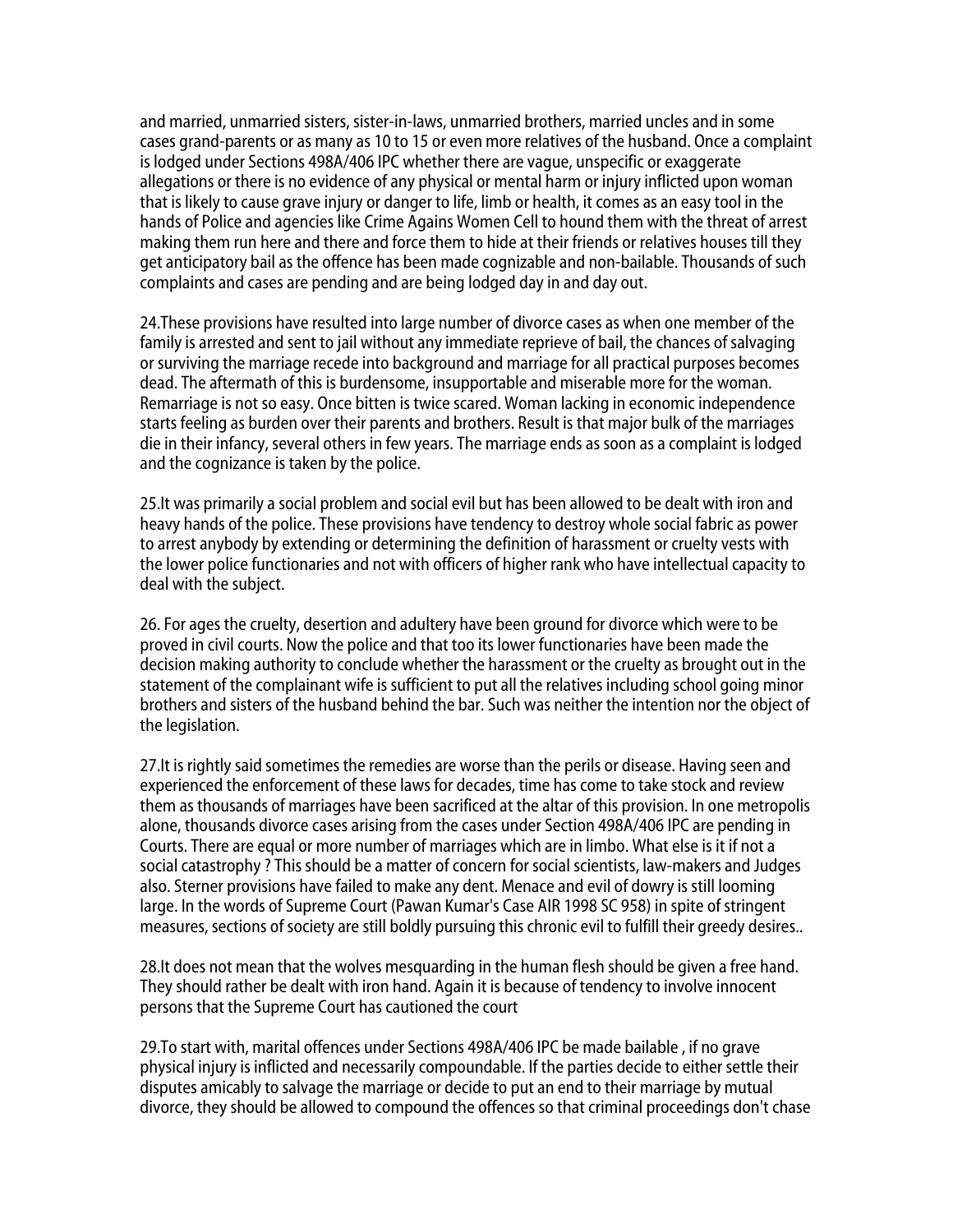and married, unmarried sisters, sister-in-laws, unmarried brothers, married uncles and in some cases grand-parents or as many as 10 to 15 or even more relatives of the husband. Once a complaint is lodged under Sections 498A/406 IPC whether there are vague, unspecific or exaggerate allegations or there is no evidence of any physical or mental harm or injury inflicted upon woman that is likely to cause grave injury or danger to life, limb or health, it comes as an easy tool in the hands of Police and agencies like Crime Agains Women Cell to hound them with the threat of arrest making them run here and there and force them to hide at their friends or relatives houses till they get anticipatory bail as the offence has been made cognizable and non-bailable. Thousands of such complaints and cases are pending and are being lodged day in and day out.

24.These provisions have resulted into large number of divorce cases as when one member of the family is arrested and sent to jail without any immediate reprieve of bail, the chances of salvaging or surviving the marriage recede into background and marriage for all practical purposes becomes dead. The aftermath of this is burdensome, insupportable and miserable more for the woman. Remarriage is not so easy. Once bitten is twice scared. Woman lacking in economic independence starts feeling as burden over their parents and brothers. Result is that major bulk of the marriages die in their infancy, several others in few years. The marriage ends as soon as a complaint is lodged and the cognizance is taken by the police.

25.It was primarily a social problem and social evil but has been allowed to be dealt with iron and heavy hands of the police. These provisions have tendency to destroy whole social fabric as power to arrest anybody by extending or determining the definition of harassment or cruelty vests with the lower police functionaries and not with officers of higher rank who have intellectual capacity to deal with the subject.

26. For ages the cruelty, desertion and adultery have been ground for divorce which were to be proved in civil courts. Now the police and that too its lower functionaries have been made the decision making authority to conclude whether the harassment or the cruelty as brought out in the statement of the complainant wife is sufficient to put all the relatives including school going minor brothers and sisters of the husband behind the bar. Such was neither the intention nor the object of the legislation.

27.It is rightly said sometimes the remedies are worse than the perils or disease. Having seen and experienced the enforcement of these laws for decades, time has come to take stock and review them as thousands of marriages have been sacrificed at the altar of this provision. In one metropolis alone, thousands divorce cases arising from the cases under Section 498A/406 IPC are pending in Courts. There are equal or more number of marriages which are in limbo. What else is it if not a social catastrophy ? This should be a matter of concern for social scientists, law-makers and Judges also. Sterner provisions have failed to make any dent. Menace and evil of dowry is still looming large. In the words of Supreme Court (Pawan Kumar's Case AIR 1998 SC 958) in spite of stringent measures, sections of society are still boldly pursuing this chronic evil to fulfill their greedy desires..

28.It does not mean that the wolves mesquarding in the human flesh should be given a free hand. They should rather be dealt with iron hand. Again it is because of tendency to involve innocent persons that the Supreme Court has cautioned the court

29.To start with, marital offences under Sections 498A/406 IPC be made bailable , if no grave physical injury is inflicted and necessarily compoundable. If the parties decide to either settle their disputes amicably to salvage the marriage or decide to put an end to their marriage by mutual divorce, they should be allowed to compound the offences so that criminal proceedings don't chase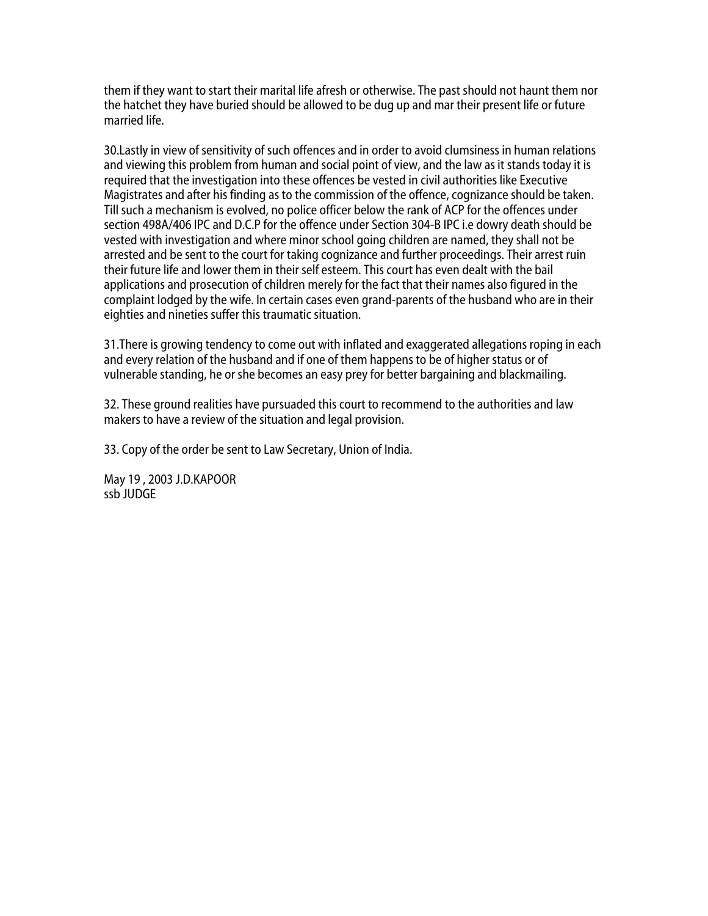them if they want to start their marital life afresh or otherwise. The past should not haunt them nor the hatchet they have buried should be allowed to be dug up and mar their present life or future married life.

30.Lastly in view of sensitivity of such offences and in order to avoid clumsiness in human relations and viewing this problem from human and social point of view, and the law as it stands today it is required that the investigation into these offences be vested in civil authorities like Executive Magistrates and after his finding as to the commission of the offence, cognizance should be taken. Till such a mechanism is evolved, no police officer below the rank of ACP for the offences under section 498A/406 IPC and D.C.P for the offence under Section 304-B IPC i.e dowry death should be vested with investigation and where minor school going children are named, they shall not be arrested and be sent to the court for taking cognizance and further proceedings. Their arrest ruin their future life and lower them in their self esteem. This court has even dealt with the bail applications and prosecution of children merely for the fact that their names also figured in the complaint lodged by the wife. In certain cases even grand-parents of the husband who are in their eighties and nineties suffer this traumatic situation.

31.There is growing tendency to come out with inflated and exaggerated allegations roping in each and every relation of the husband and if one of them happens to be of higher status or of vulnerable standing, he or she becomes an easy prey for better bargaining and blackmailing.

32. These ground realities have pursuaded this court to recommend to the authorities and law makers to have a review of the situation and legal provision.

33. Copy of the order be sent to Law Secretary, Union of India.

May 19 , 2003 J.D.KAPOOR
ssb JUDGE